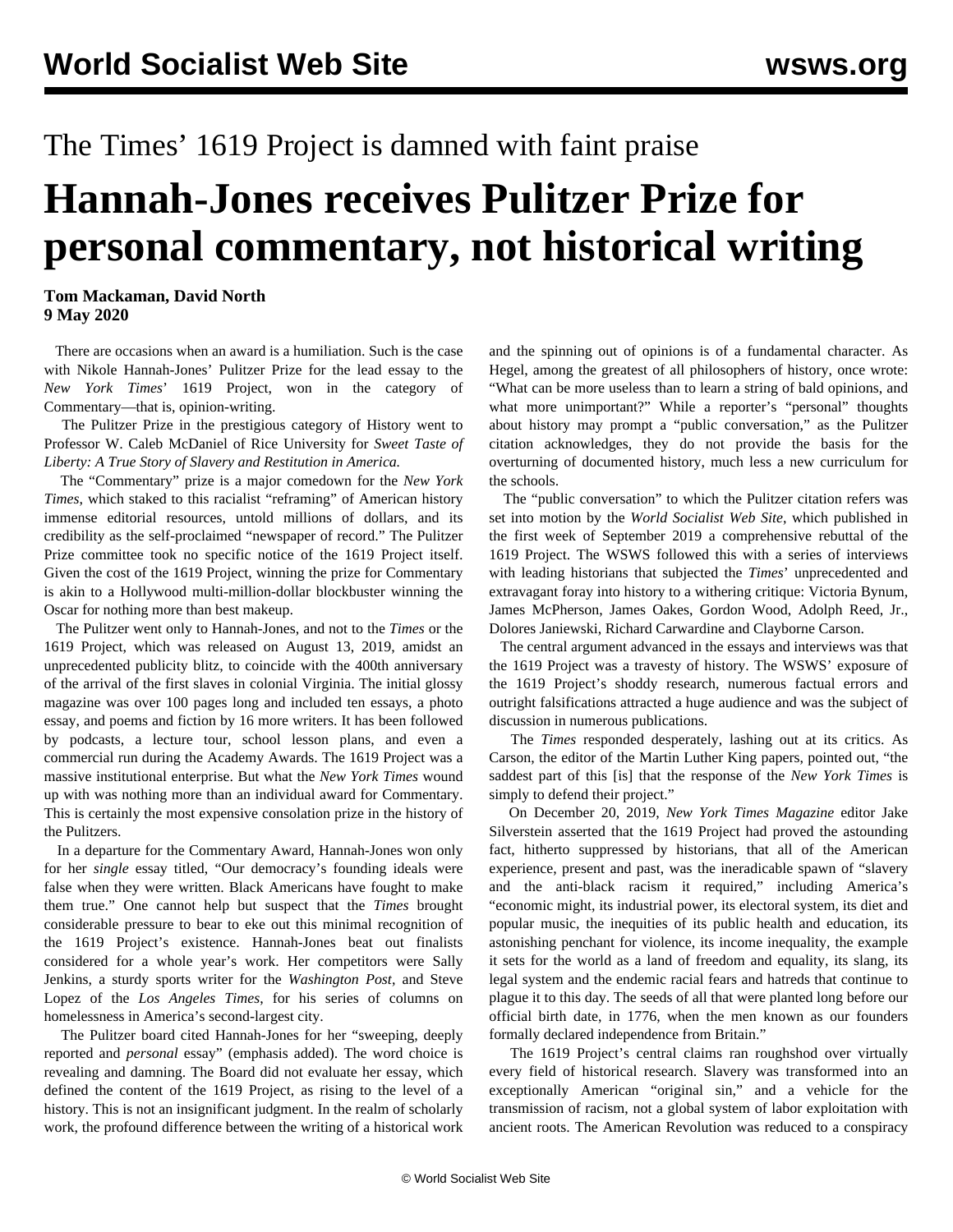The Times' 1619 Project is damned with faint praise

# Hannah-Jones receives Pulitzer Prize for personal commentary, not historical writing

**Tom Mackaman, David North**
**9 May 2020**

There are occasions when an award is a humiliation. Such is the case with Nikole Hannah-Jones' Pulitzer Prize for the lead essay to the *New York Times*' 1619 Project, won in the category of Commentary—that is, opinion-writing.

The Pulitzer Prize in the prestigious category of History went to Professor W. Caleb McDaniel of Rice University for *Sweet Taste of Liberty: A True Story of Slavery and Restitution in America.*

The "Commentary" prize is a major comedown for the *New York Times*, which staked to this racialist "reframing" of American history immense editorial resources, untold millions of dollars, and its credibility as the self-proclaimed "newspaper of record." The Pulitzer Prize committee took no specific notice of the 1619 Project itself. Given the cost of the 1619 Project, winning the prize for Commentary is akin to a Hollywood multi-million-dollar blockbuster winning the Oscar for nothing more than best makeup.

The Pulitzer went only to Hannah-Jones, and not to the *Times* or the 1619 Project, which was released on August 13, 2019, amidst an unprecedented publicity blitz, to coincide with the 400th anniversary of the arrival of the first slaves in colonial Virginia. The initial glossy magazine was over 100 pages long and included ten essays, a photo essay, and poems and fiction by 16 more writers. It has been followed by podcasts, a lecture tour, school lesson plans, and even a commercial run during the Academy Awards. The 1619 Project was a massive institutional enterprise. But what the *New York Times* wound up with was nothing more than an individual award for Commentary. This is certainly the most expensive consolation prize in the history of the Pulitzers.

In a departure for the Commentary Award, Hannah-Jones won only for her *single* essay titled, "Our democracy's founding ideals were false when they were written. Black Americans have fought to make them true." One cannot help but suspect that the *Times* brought considerable pressure to bear to eke out this minimal recognition of the 1619 Project's existence. Hannah-Jones beat out finalists considered for a whole year's work. Her competitors were Sally Jenkins, a sturdy sports writer for the *Washington Post*, and Steve Lopez of the *Los Angeles Times*, for his series of columns on homelessness in America's second-largest city.

The Pulitzer board cited Hannah-Jones for her "sweeping, deeply reported and *personal* essay" (emphasis added). The word choice is revealing and damning. The Board did not evaluate her essay, which defined the content of the 1619 Project, as rising to the level of a history. This is not an insignificant judgment. In the realm of scholarly work, the profound difference between the writing of a historical work and the spinning out of opinions is of a fundamental character. As Hegel, among the greatest of all philosophers of history, once wrote: "What can be more useless than to learn a string of bald opinions, and what more unimportant?" While a reporter's "personal" thoughts about history may prompt a "public conversation," as the Pulitzer citation acknowledges, they do not provide the basis for the overturning of documented history, much less a new curriculum for the schools.

The "public conversation" to which the Pulitzer citation refers was set into motion by the *World Socialist Web Site*, which published in the first week of September 2019 a comprehensive rebuttal of the 1619 Project. The WSWS followed this with a series of interviews with leading historians that subjected the *Times*' unprecedented and extravagant foray into history to a withering critique: Victoria Bynum, James McPherson, James Oakes, Gordon Wood, Adolph Reed, Jr., Dolores Janiewski, Richard Carwardine and Clayborne Carson.

The central argument advanced in the essays and interviews was that the 1619 Project was a travesty of history. The WSWS' exposure of the 1619 Project's shoddy research, numerous factual errors and outright falsifications attracted a huge audience and was the subject of discussion in numerous publications.

The *Times* responded desperately, lashing out at its critics. As Carson, the editor of the Martin Luther King papers, pointed out, "the saddest part of this [is] that the response of the *New York Times* is simply to defend their project."

On December 20, 2019, *New York Times Magazine* editor Jake Silverstein asserted that the 1619 Project had proved the astounding fact, hitherto suppressed by historians, that all of the American experience, present and past, was the ineradicable spawn of "slavery and the anti-black racism it required," including America's "economic might, its industrial power, its electoral system, its diet and popular music, the inequities of its public health and education, its astonishing penchant for violence, its income inequality, the example it sets for the world as a land of freedom and equality, its slang, its legal system and the endemic racial fears and hatreds that continue to plague it to this day. The seeds of all that were planted long before our official birth date, in 1776, when the men known as our founders formally declared independence from Britain."

The 1619 Project's central claims ran roughshod over virtually every field of historical research. Slavery was transformed into an exceptionally American "original sin," and a vehicle for the transmission of racism, not a global system of labor exploitation with ancient roots. The American Revolution was reduced to a conspiracy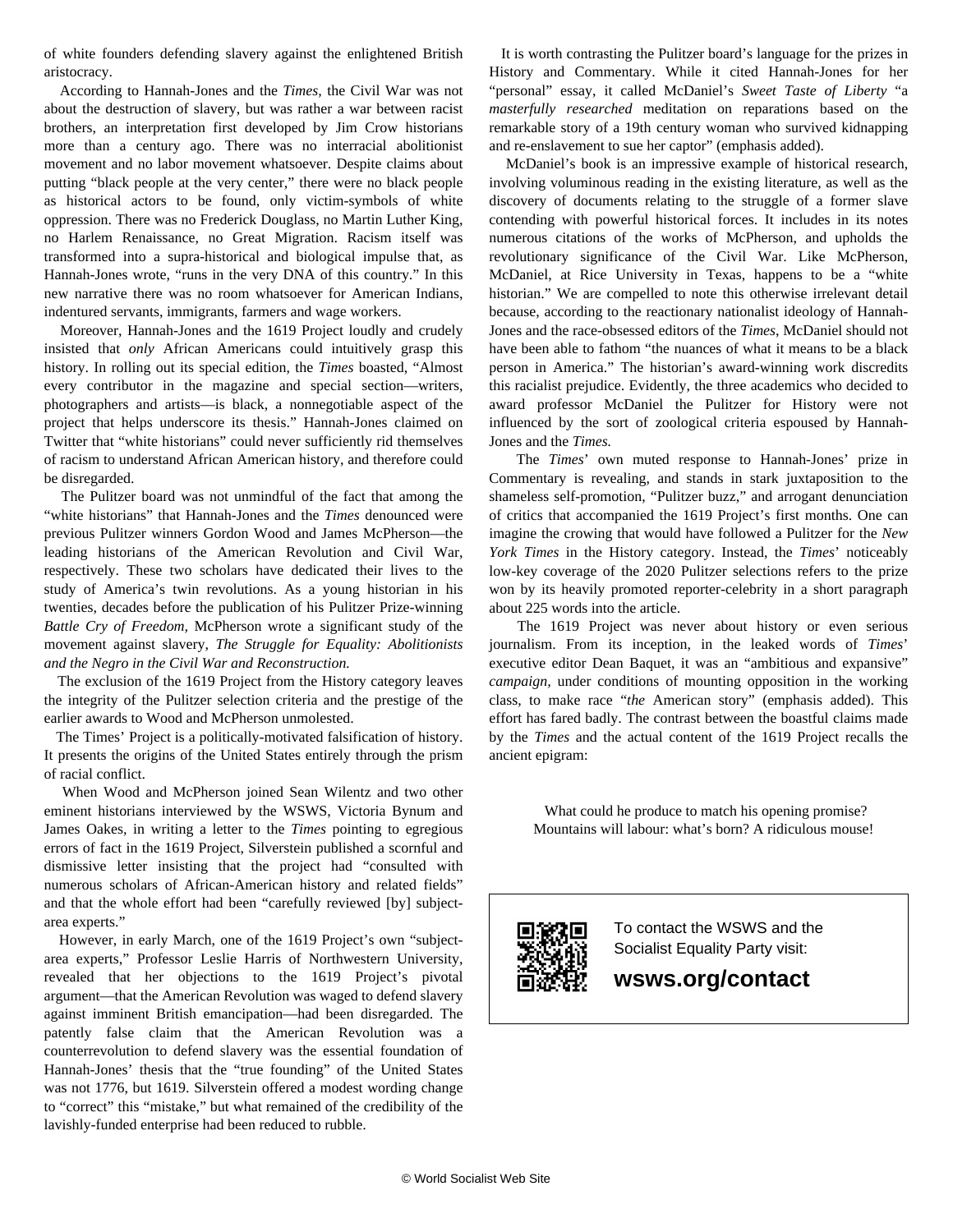of white founders defending slavery against the enlightened British aristocracy.

According to Hannah-Jones and the *Times*, the Civil War was not about the destruction of slavery, but was rather a war between racist brothers, an interpretation first developed by Jim Crow historians more than a century ago. There was no interracial abolitionist movement and no labor movement whatsoever. Despite claims about putting "black people at the very center," there were no black people as historical actors to be found, only victim-symbols of white oppression. There was no Frederick Douglass, no Martin Luther King, no Harlem Renaissance, no Great Migration. Racism itself was transformed into a supra-historical and biological impulse that, as Hannah-Jones wrote, "runs in the very DNA of this country." In this new narrative there was no room whatsoever for American Indians, indentured servants, immigrants, farmers and wage workers.

Moreover, Hannah-Jones and the 1619 Project loudly and crudely insisted that *only* African Americans could intuitively grasp this history. In rolling out its special edition, the *Times* boasted, "Almost every contributor in the magazine and special section—writers, photographers and artists—is black, a nonnegotiable aspect of the project that helps underscore its thesis." Hannah-Jones claimed on Twitter that "white historians" could never sufficiently rid themselves of racism to understand African American history, and therefore could be disregarded.

The Pulitzer board was not unmindful of the fact that among the "white historians" that Hannah-Jones and the *Times* denounced were previous Pulitzer winners Gordon Wood and James McPherson—the leading historians of the American Revolution and Civil War, respectively. These two scholars have dedicated their lives to the study of America's twin revolutions. As a young historian in his twenties, decades before the publication of his Pulitzer Prize-winning *Battle Cry of Freedom,* McPherson wrote a significant study of the movement against slavery, *The Struggle for Equality: Abolitionists and the Negro in the Civil War and Reconstruction.*

The exclusion of the 1619 Project from the History category leaves the integrity of the Pulitzer selection criteria and the prestige of the earlier awards to Wood and McPherson unmolested.

The Times' Project is a politically-motivated falsification of history. It presents the origins of the United States entirely through the prism of racial conflict.

When Wood and McPherson joined Sean Wilentz and two other eminent historians interviewed by the WSWS, Victoria Bynum and James Oakes, in writing a letter to the *Times* pointing to egregious errors of fact in the 1619 Project, Silverstein published a scornful and dismissive letter insisting that the project had "consulted with numerous scholars of African-American history and related fields" and that the whole effort had been "carefully reviewed [by] subject-area experts."

However, in early March, one of the 1619 Project's own "subject-area experts," Professor Leslie Harris of Northwestern University, revealed that her objections to the 1619 Project's pivotal argument—that the American Revolution was waged to defend slavery against imminent British emancipation—had been disregarded. The patently false claim that the American Revolution was a counterrevolution to defend slavery was the essential foundation of Hannah-Jones' thesis that the "true founding" of the United States was not 1776, but 1619. Silverstein offered a modest wording change to "correct" this "mistake," but what remained of the credibility of the lavishly-funded enterprise had been reduced to rubble.

It is worth contrasting the Pulitzer board's language for the prizes in History and Commentary. While it cited Hannah-Jones for her "personal" essay, it called McDaniel's *Sweet Taste of Liberty* "a *masterfully researched* meditation on reparations based on the remarkable story of a 19th century woman who survived kidnapping and re-enslavement to sue her captor" (emphasis added).

McDaniel's book is an impressive example of historical research, involving voluminous reading in the existing literature, as well as the discovery of documents relating to the struggle of a former slave contending with powerful historical forces. It includes in its notes numerous citations of the works of McPherson, and upholds the revolutionary significance of the Civil War. Like McPherson, McDaniel, at Rice University in Texas, happens to be a "white historian." We are compelled to note this otherwise irrelevant detail because, according to the reactionary nationalist ideology of Hannah-Jones and the race-obsessed editors of the *Times*, McDaniel should not have been able to fathom "the nuances of what it means to be a black person in America." The historian's award-winning work discredits this racialist prejudice. Evidently, the three academics who decided to award professor McDaniel the Pulitzer for History were not influenced by the sort of zoological criteria espoused by Hannah-Jones and the *Times.*

The *Times*' own muted response to Hannah-Jones' prize in Commentary is revealing, and stands in stark juxtaposition to the shameless self-promotion, "Pulitzer buzz," and arrogant denunciation of critics that accompanied the 1619 Project's first months. One can imagine the crowing that would have followed a Pulitzer for the *New York Times* in the History category. Instead, the *Times*' noticeably low-key coverage of the 2020 Pulitzer selections refers to the prize won by its heavily promoted reporter-celebrity in a short paragraph about 225 words into the article.

The 1619 Project was never about history or even serious journalism. From its inception, in the leaked words of *Times*' executive editor Dean Baquet, it was an "ambitious and expansive" *campaign,* under conditions of mounting opposition in the working class, to make race "*the* American story" (emphasis added). This effort has fared badly. The contrast between the boastful claims made by the *Times* and the actual content of the 1619 Project recalls the ancient epigram:

> What could he produce to match his opening promise?
> Mountains will labour: what's born? A ridiculous mouse!

To contact the WSWS and the Socialist Equality Party visit:

**wsws.org/contact**